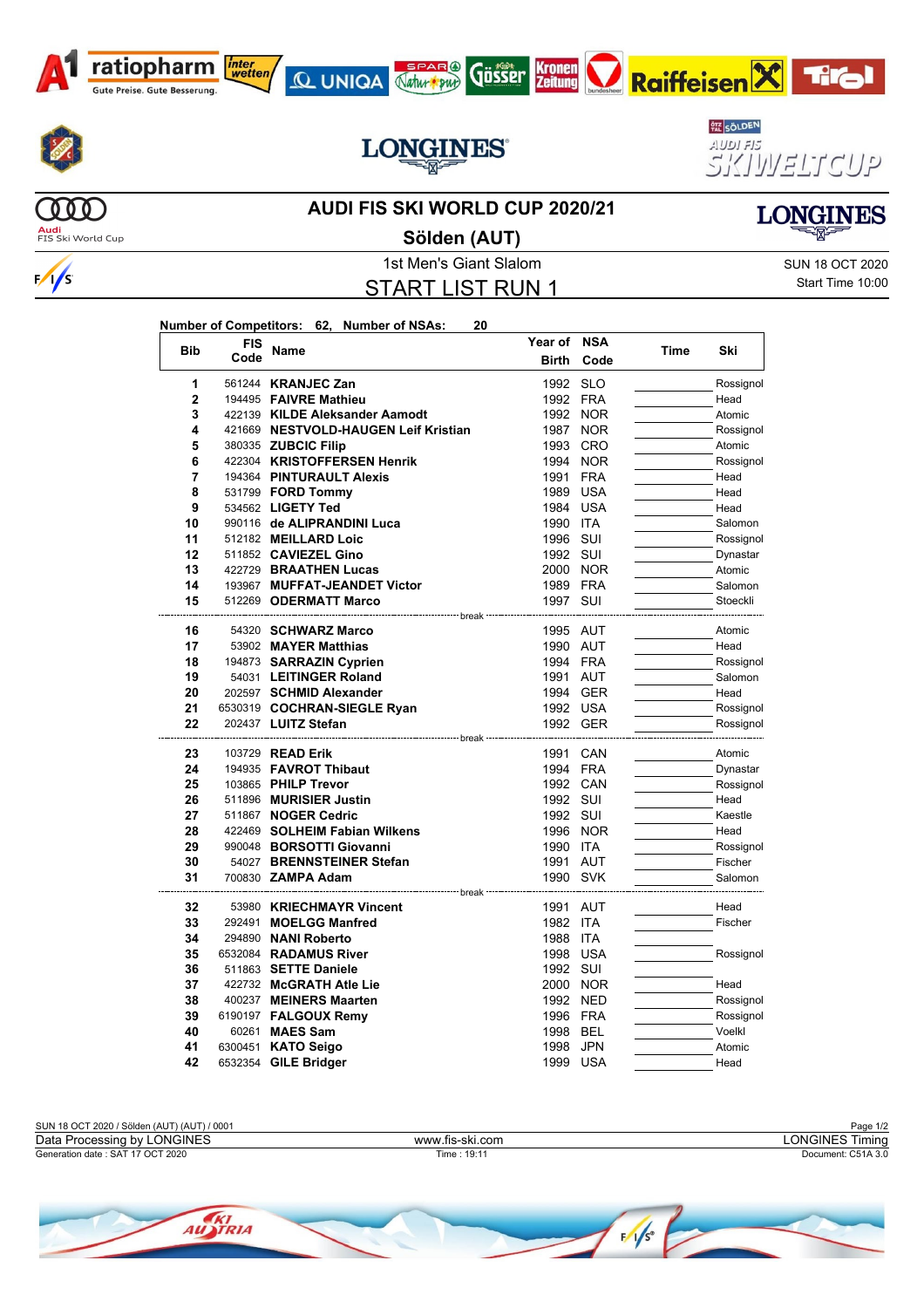# AUDI FIS SKI WORLD CUP 2020/21

## Sölden (AUT)

1st Men's Giant Slalom

SUN 18 OCT 2020
Start Time 10:00

## START LIST RUN 1

**Number of Competitors: 62, Number of NSAs: 20**

| Bib | FIS Code | Name | Year of Birth | NSA Code | Time | Ski |
|---|---|---|---|---|---|---|
| 1 | 561244 | **KRANJEC Zan** | 1992 | SLO | | Rossignol |
| 2 | 194495 | **FAIVRE Mathieu** | 1992 | FRA | | Head |
| 3 | 422139 | **KILDE Aleksander Aamodt** | 1992 | NOR | | Atomic |
| 4 | 421669 | **NESTVOLD-HAUGEN Leif Kristian** | 1987 | NOR | | Rossignol |
| 5 | 380335 | **ZUBCIC Filip** | 1993 | CRO | | Atomic |
| 6 | 422304 | **KRISTOFFERSEN Henrik** | 1994 | NOR | | Rossignol |
| 7 | 194364 | **PINTURAULT Alexis** | 1991 | FRA | | Head |
| 8 | 531799 | **FORD Tommy** | 1989 | USA | | Head |
| 9 | 534562 | **LIGETY Ted** | 1984 | USA | | Head |
| 10 | 990116 | **de ALIPRANDINI Luca** | 1990 | ITA | | Salomon |
| 11 | 512182 | **MEILLARD Loic** | 1996 | SUI | | Rossignol |
| 12 | 511852 | **CAVIEZEL Gino** | 1992 | SUI | | Dynastar |
| 13 | 422729 | **BRAATHEN Lucas** | 2000 | NOR | | Atomic |
| 14 | 193967 | **MUFFAT-JEANDET Victor** | 1989 | FRA | | Salomon |
| 15 | 512269 | **ODERMATT Marco** | 1997 | SUI | | Stoeckli |
| | | break | | | | |
| 16 | 54320 | **SCHWARZ Marco** | 1995 | AUT | | Atomic |
| 17 | 53902 | **MAYER Matthias** | 1990 | AUT | | Head |
| 18 | 194873 | **SARRAZIN Cyprien** | 1994 | FRA | | Rossignol |
| 19 | 54031 | **LEITINGER Roland** | 1991 | AUT | | Salomon |
| 20 | 202597 | **SCHMID Alexander** | 1994 | GER | | Head |
| 21 | 6530319 | **COCHRAN-SIEGLE Ryan** | 1992 | USA | | Rossignol |
| 22 | 202437 | **LUITZ Stefan** | 1992 | GER | | Rossignol |
| | | break | | | | |
| 23 | 103729 | **READ Erik** | 1991 | CAN | | Atomic |
| 24 | 194935 | **FAVROT Thibaut** | 1994 | FRA | | Dynastar |
| 25 | 103865 | **PHILP Trevor** | 1992 | CAN | | Rossignol |
| 26 | 511896 | **MURISIER Justin** | 1992 | SUI | | Head |
| 27 | 511867 | **NOGER Cedric** | 1992 | SUI | | Kaestle |
| 28 | 422469 | **SOLHEIM Fabian Wilkens** | 1996 | NOR | | Head |
| 29 | 990048 | **BORSOTTI Giovanni** | 1990 | ITA | | Rossignol |
| 30 | 54027 | **BRENNSTEINER Stefan** | 1991 | AUT | | Fischer |
| 31 | 700830 | **ZAMPA Adam** | 1990 | SVK | | Salomon |
| | | break | | | | |
| 32 | 53980 | **KRIECHMAYR Vincent** | 1991 | AUT | | Head |
| 33 | 292491 | **MOELGG Manfred** | 1982 | ITA | | Fischer |
| 34 | 294890 | **NANI Roberto** | 1988 | ITA | | |
| 35 | 6532084 | **RADAMUS River** | 1998 | USA | | Rossignol |
| 36 | 511863 | **SETTE Daniele** | 1992 | SUI | | |
| 37 | 422732 | **McGRATH Atle Lie** | 2000 | NOR | | Head |
| 38 | 400237 | **MEINERS Maarten** | 1992 | NED | | Rossignol |
| 39 | 6190197 | **FALGOUX Remy** | 1996 | FRA | | Rossignol |
| 40 | 60261 | **MAES Sam** | 1998 | BEL | | Voelkl |
| 41 | 6300451 | **KATO Seigo** | 1998 | JPN | | Atomic |
| 42 | 6532354 | **GILE Bridger** | 1999 | USA | | Head |

SUN 18 OCT 2020 / Sölden (AUT) (AUT) / 0001
Data Processing by LONGINES — www.fis-ski.com — LONGINES Timing
Generation date : SAT 17 OCT 2020 — Time : 19:11 — Document: C51A 3.0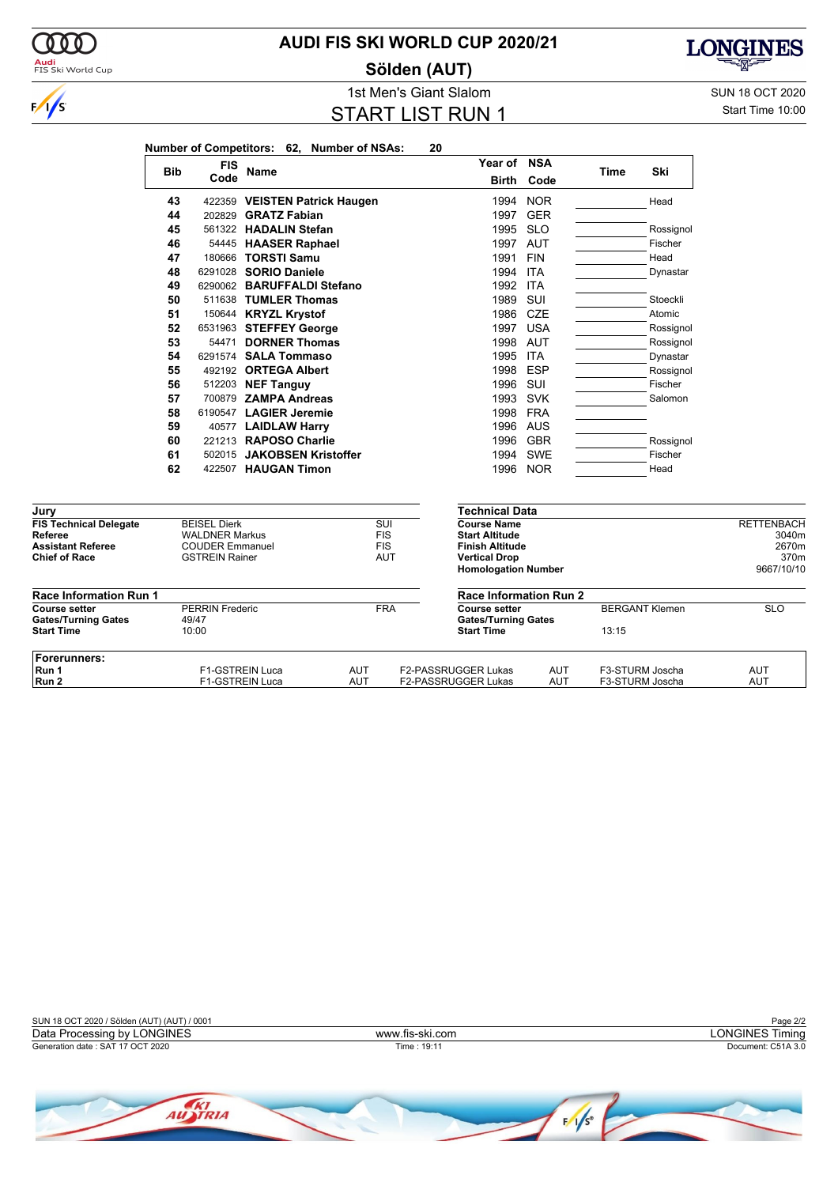# AUDI FIS SKI WORLD CUP 2020/21

## Sölden (AUT)

1st Men's Giant Slalom

SUN 18 OCT 2020

## START LIST RUN 1

Start Time 10:00

**Number of Competitors: 62, Number of NSAs: 20**

| Bib | FIS Code | Name | Year of Birth | NSA Code | Time | Ski |
|---|---|---|---|---|---|---|
| 43 | 422359 | **VEISTEN Patrick Haugen** | 1994 | NOR | | Head |
| 44 | 202829 | **GRATZ Fabian** | 1997 | GER | | |
| 45 | 561322 | **HADALIN Stefan** | 1995 | SLO | | Rossignol |
| 46 | 54445 | **HAASER Raphael** | 1997 | AUT | | Fischer |
| 47 | 180666 | **TORSTI Samu** | 1991 | FIN | | Head |
| 48 | 6291028 | **SORIO Daniele** | 1994 | ITA | | Dynastar |
| 49 | 6290062 | **BARUFFALDI Stefano** | 1992 | ITA | | |
| 50 | 511638 | **TUMLER Thomas** | 1989 | SUI | | Stoeckli |
| 51 | 150644 | **KRYZL Krystof** | 1986 | CZE | | Atomic |
| 52 | 6531963 | **STEFFEY George** | 1997 | USA | | Rossignol |
| 53 | 54471 | **DORNER Thomas** | 1998 | AUT | | Rossignol |
| 54 | 6291574 | **SALA Tommaso** | 1995 | ITA | | Dynastar |
| 55 | 492192 | **ORTEGA Albert** | 1998 | ESP | | Rossignol |
| 56 | 512203 | **NEF Tanguy** | 1996 | SUI | | Fischer |
| 57 | 700879 | **ZAMPA Andreas** | 1993 | SVK | | Salomon |
| 58 | 6190547 | **LAGIER Jeremie** | 1998 | FRA | | |
| 59 | 40577 | **LAIDLAW Harry** | 1996 | AUS | | |
| 60 | 221213 | **RAPOSO Charlie** | 1996 | GBR | | Rossignol |
| 61 | 502015 | **JAKOBSEN Kristoffer** | 1994 | SWE | | Fischer |
| 62 | 422507 | **HAUGAN Timon** | 1996 | NOR | | Head |

### Jury

| | | |
|---|---|---|
| **FIS Technical Delegate** | BEISEL Dierk | SUI |
| **Referee** | WALDNER Markus | FIS |
| **Assistant Referee** | COUDER Emmanuel | FIS |
| **Chief of Race** | GSTREIN Rainer | AUT |

### Technical Data

| | |
|---|---|
| **Course Name** | RETTENBACH |
| **Start Altitude** | 3040m |
| **Finish Altitude** | 2670m |
| **Vertical Drop** | 370m |
| **Homologation Number** | 9667/10/10 |

### Race Information Run 1

| | | |
|---|---|---|
| **Course setter** | PERRIN Frederic | FRA |
| **Gates/Turning Gates** | 49/47 | |
| **Start Time** | 10:00 | |

### Race Information Run 2

| | | |
|---|---|---|
| **Course setter** | BERGANT Klemen | SLO |
| **Gates/Turning Gates** | | |
| **Start Time** | 13:15 | |

### Forerunners:

| | | | | | | |
|---|---|---|---|---|---|---|
| **Run 1** | F1-GSTREIN Luca | AUT | F2-PASSRUGGER Lukas | AUT | F3-STURM Joscha | AUT |
| **Run 2** | F1-GSTREIN Luca | AUT | F2-PASSRUGGER Lukas | AUT | F3-STURM Joscha | AUT |

SUN 18 OCT 2020 / Sölden (AUT) (AUT) / 0001

Data Processing by LONGINES — www.fis-ski.com — LONGINES Timing

Generation date : SAT 17 OCT 2020 — Time : 19:11 — Document: C51A 3.0